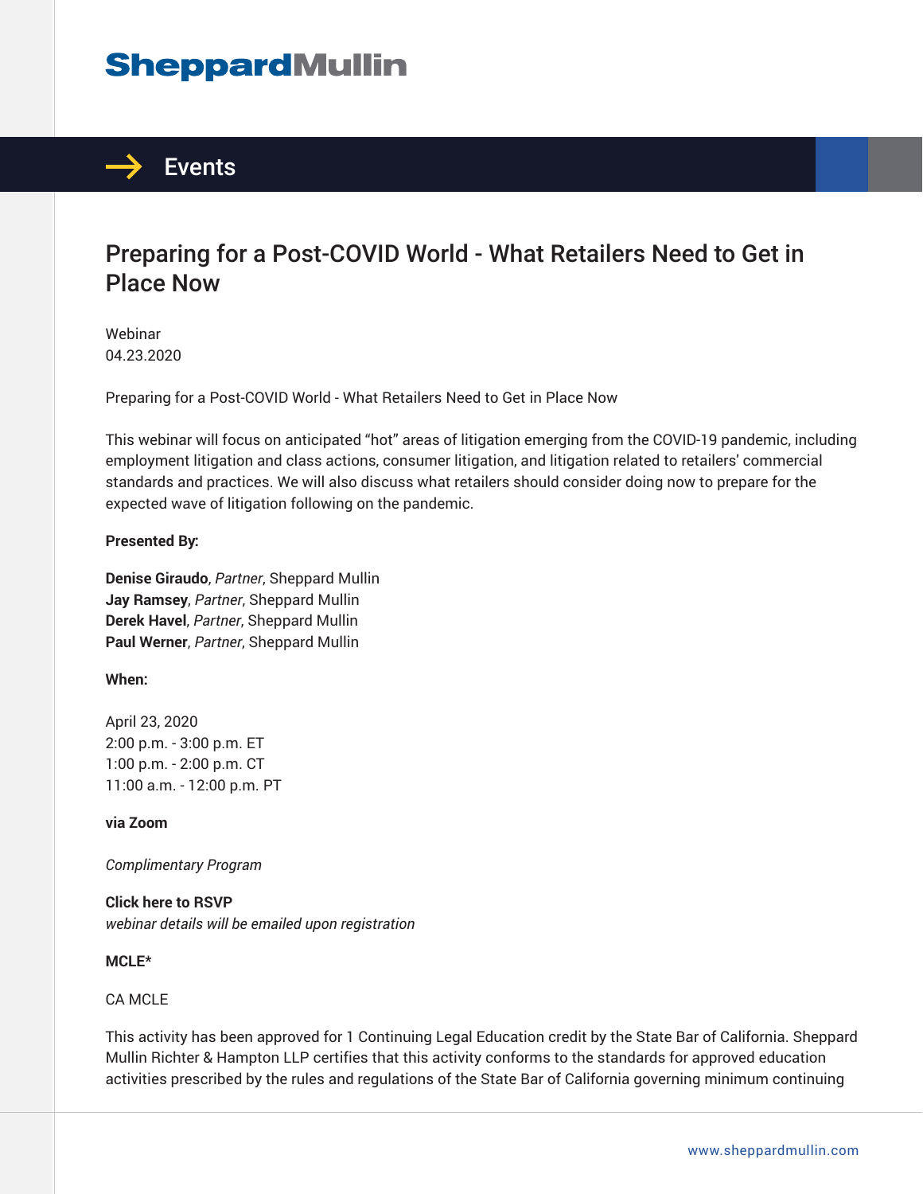SheppardMullin

→ Events

# Preparing for a Post-COVID World - What Retailers Need to Get in Place Now

Webinar
04.23.2020

Preparing for a Post-COVID World - What Retailers Need to Get in Place Now

This webinar will focus on anticipated "hot" areas of litigation emerging from the COVID-19 pandemic, including employment litigation and class actions, consumer litigation, and litigation related to retailers' commercial standards and practices. We will also discuss what retailers should consider doing now to prepare for the expected wave of litigation following on the pandemic.

**Presented By:**

**Denise Giraudo**, *Partner*, Sheppard Mullin
**Jay Ramsey**, *Partner*, Sheppard Mullin
**Derek Havel**, *Partner*, Sheppard Mullin
**Paul Werner**, *Partner*, Sheppard Mullin

**When:**

April 23, 2020
2:00 p.m. - 3:00 p.m. ET
1:00 p.m. - 2:00 p.m. CT
11:00 a.m. - 12:00 p.m. PT

**via Zoom**

*Complimentary Program*

**Click here to RSVP**
*webinar details will be emailed upon registration*

**MCLE***

CA MCLE

This activity has been approved for 1 Continuing Legal Education credit by the State Bar of California. Sheppard Mullin Richter & Hampton LLP certifies that this activity conforms to the standards for approved education activities prescribed by the rules and regulations of the State Bar of California governing minimum continuing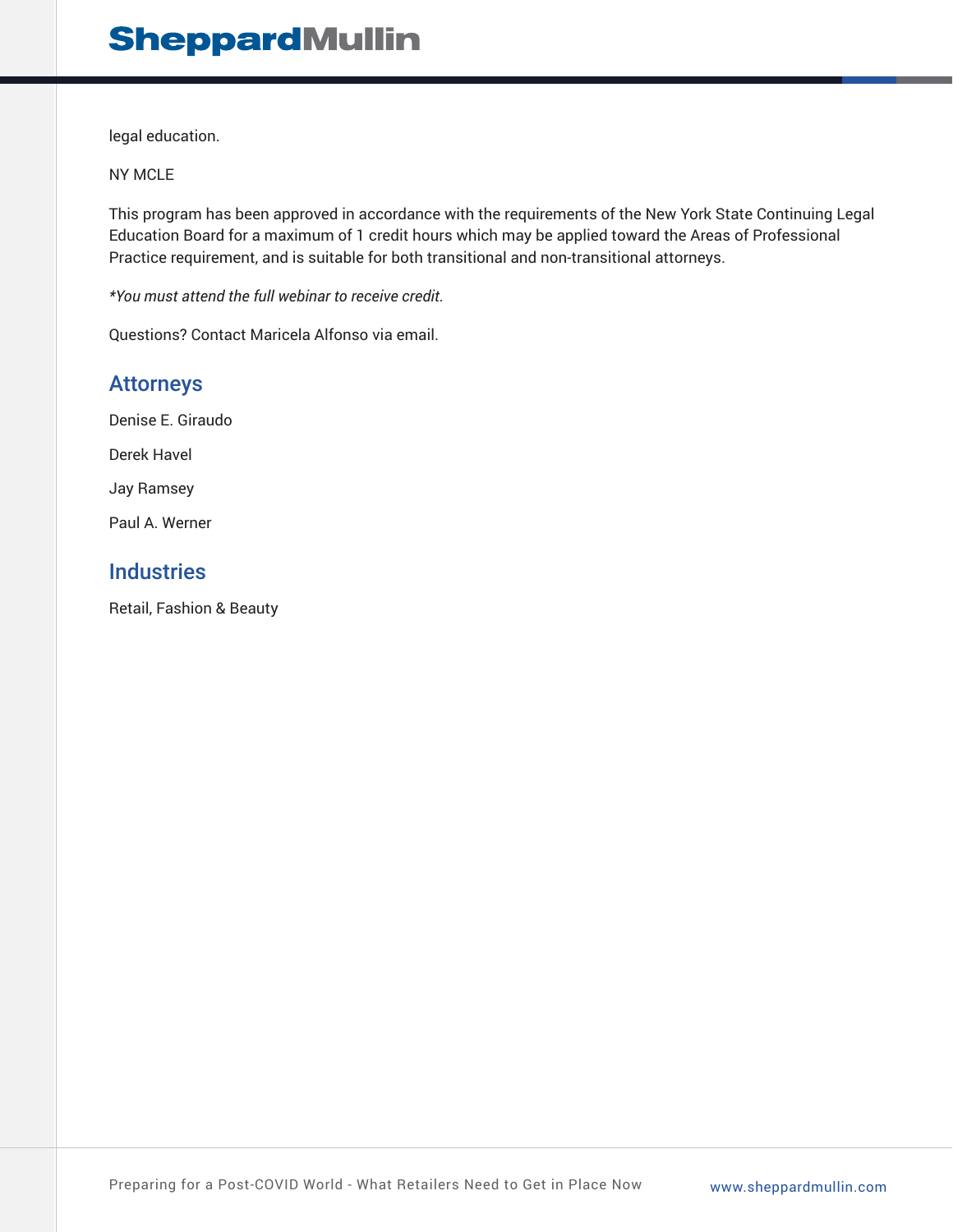legal education.

NY MCLE

This program has been approved in accordance with the requirements of the New York State Continuing Legal Education Board for a maximum of 1 credit hours which may be applied toward the Areas of Professional Practice requirement, and is suitable for both transitional and non-transitional attorneys.

*\*You must attend the full webinar to receive credit.*

Questions? Contact Maricela Alfonso via email.

## Attorneys

Denise E. Giraudo

Derek Havel

Jay Ramsey

Paul A. Werner

## Industries

Retail, Fashion & Beauty